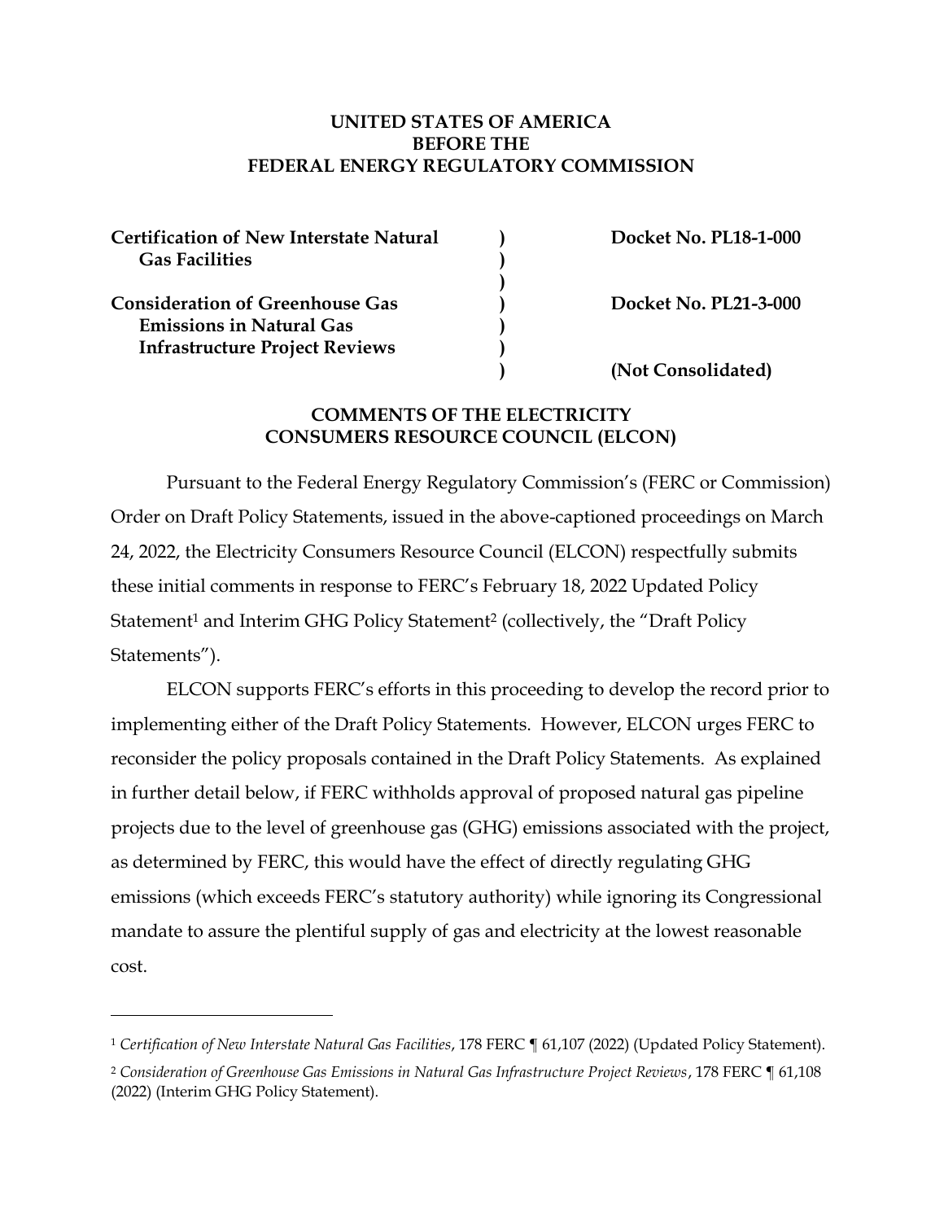**UNITED STATES OF AMERICA**
**BEFORE THE**
**FEDERAL ENERGY REGULATORY COMMISSION**

| | | |
|---|---|---|
| **Certification of New Interstate Natural Gas Facilities** | **)** | **Docket No. PL18-1-000** |
| | **)** | |
| **Consideration of Greenhouse Gas Emissions in Natural Gas Infrastructure Project Reviews** | **)** | **Docket No. PL21-3-000** |
| | **)** | **(Not Consolidated)** |

## COMMENTS OF THE ELECTRICITY CONSUMERS RESOURCE COUNCIL (ELCON)

Pursuant to the Federal Energy Regulatory Commission's (FERC or Commission) Order on Draft Policy Statements, issued in the above-captioned proceedings on March 24, 2022, the Electricity Consumers Resource Council (ELCON) respectfully submits these initial comments in response to FERC's February 18, 2022 Updated Policy Statement[1] and Interim GHG Policy Statement[2] (collectively, the "Draft Policy Statements").

ELCON supports FERC's efforts in this proceeding to develop the record prior to implementing either of the Draft Policy Statements. However, ELCON urges FERC to reconsider the policy proposals contained in the Draft Policy Statements. As explained in further detail below, if FERC withholds approval of proposed natural gas pipeline projects due to the level of greenhouse gas (GHG) emissions associated with the project, as determined by FERC, this would have the effect of directly regulating GHG emissions (which exceeds FERC's statutory authority) while ignoring its Congressional mandate to assure the plentiful supply of gas and electricity at the lowest reasonable cost.

---

[1] *Certification of New Interstate Natural Gas Facilities*, 178 FERC ¶ 61,107 (2022) (Updated Policy Statement).

[2] *Consideration of Greenhouse Gas Emissions in Natural Gas Infrastructure Project Reviews*, 178 FERC ¶ 61,108 (2022) (Interim GHG Policy Statement).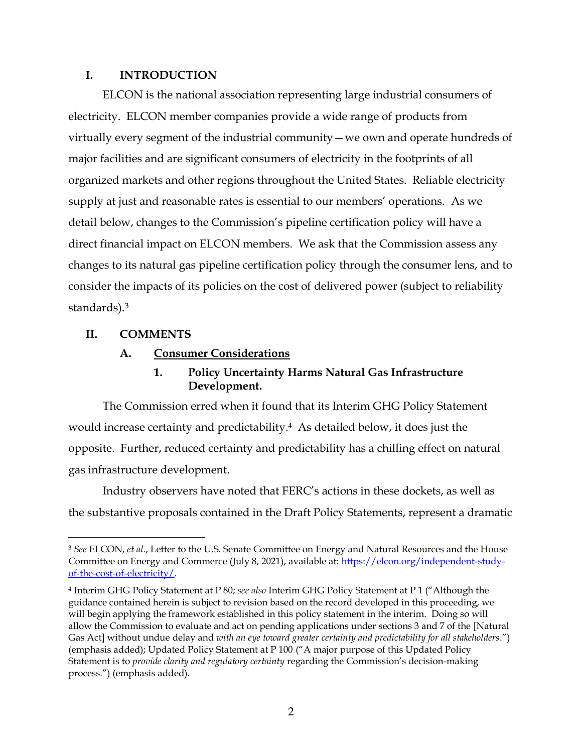## I. INTRODUCTION

ELCON is the national association representing large industrial consumers of electricity. ELCON member companies provide a wide range of products from virtually every segment of the industrial community—we own and operate hundreds of major facilities and are significant consumers of electricity in the footprints of all organized markets and other regions throughout the United States. Reliable electricity supply at just and reasonable rates is essential to our members' operations. As we detail below, changes to the Commission's pipeline certification policy will have a direct financial impact on ELCON members. We ask that the Commission assess any changes to its natural gas pipeline certification policy through the consumer lens, and to consider the impacts of its policies on the cost of delivered power (subject to reliability standards).[3]

## II. COMMENTS

### A. Consumer Considerations

#### 1. Policy Uncertainty Harms Natural Gas Infrastructure Development.

The Commission erred when it found that its Interim GHG Policy Statement would increase certainty and predictability.[4] As detailed below, it does just the opposite. Further, reduced certainty and predictability has a chilling effect on natural gas infrastructure development.

Industry observers have noted that FERC's actions in these dockets, as well as the substantive proposals contained in the Draft Policy Statements, represent a dramatic

---

[3] *See* ELCON, *et al.*, Letter to the U.S. Senate Committee on Energy and Natural Resources and the House Committee on Energy and Commerce (July 8, 2021), available at: https://elcon.org/independent-study-of-the-cost-of-electricity/.

[4] Interim GHG Policy Statement at P 80; *see also* Interim GHG Policy Statement at P 1 ("Although the guidance contained herein is subject to revision based on the record developed in this proceeding, we will begin applying the framework established in this policy statement in the interim. Doing so will allow the Commission to evaluate and act on pending applications under sections 3 and 7 of the [Natural Gas Act] without undue delay and *with an eye toward greater certainty and predictability for all stakeholders*.") (emphasis added); Updated Policy Statement at P 100 ("A major purpose of this Updated Policy Statement is to *provide clarity and regulatory certainty* regarding the Commission's decision-making process.") (emphasis added).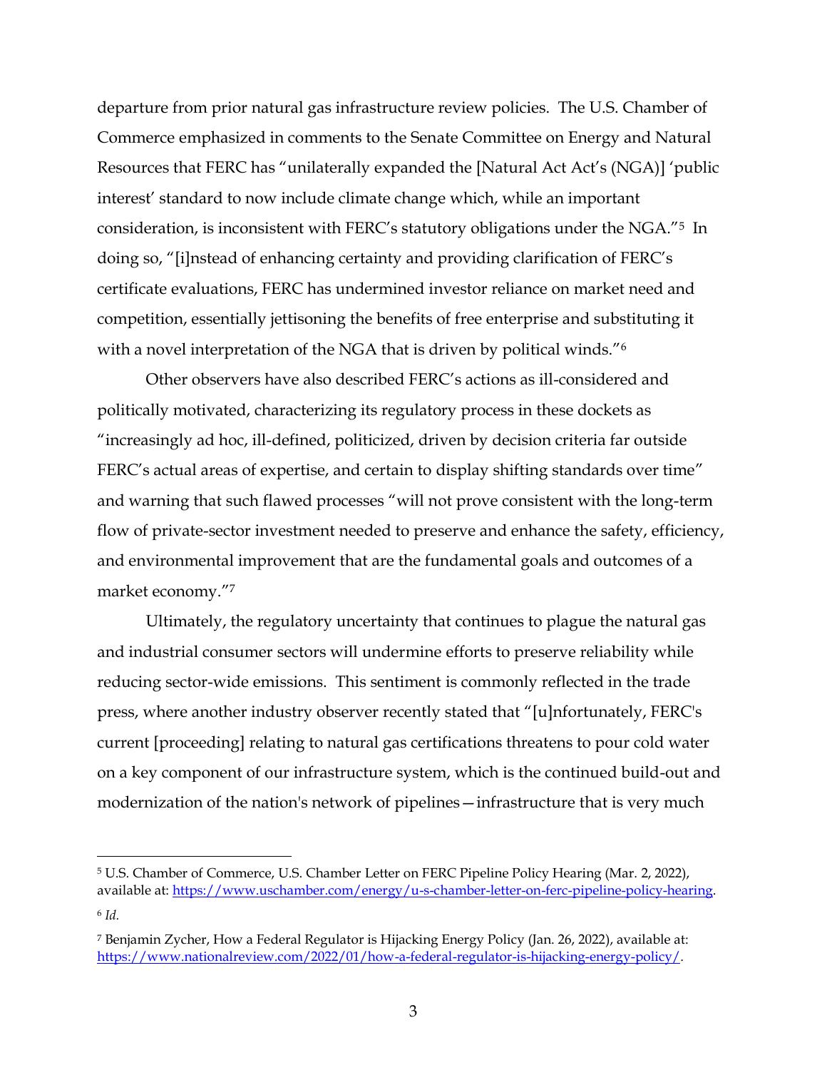departure from prior natural gas infrastructure review policies. The U.S. Chamber of Commerce emphasized in comments to the Senate Committee on Energy and Natural Resources that FERC has "unilaterally expanded the [Natural Act Act's (NGA)] 'public interest' standard to now include climate change which, while an important consideration, is inconsistent with FERC's statutory obligations under the NGA."[5] In doing so, "[i]nstead of enhancing certainty and providing clarification of FERC's certificate evaluations, FERC has undermined investor reliance on market need and competition, essentially jettisoning the benefits of free enterprise and substituting it with a novel interpretation of the NGA that is driven by political winds."[6]

Other observers have also described FERC's actions as ill-considered and politically motivated, characterizing its regulatory process in these dockets as "increasingly ad hoc, ill-defined, politicized, driven by decision criteria far outside FERC's actual areas of expertise, and certain to display shifting standards over time" and warning that such flawed processes "will not prove consistent with the long-term flow of private-sector investment needed to preserve and enhance the safety, efficiency, and environmental improvement that are the fundamental goals and outcomes of a market economy."[7]

Ultimately, the regulatory uncertainty that continues to plague the natural gas and industrial consumer sectors will undermine efforts to preserve reliability while reducing sector-wide emissions. This sentiment is commonly reflected in the trade press, where another industry observer recently stated that "[u]nfortunately, FERC's current [proceeding] relating to natural gas certifications threatens to pour cold water on a key component of our infrastructure system, which is the continued build-out and modernization of the nation's network of pipelines—infrastructure that is very much

---

[5] U.S. Chamber of Commerce, U.S. Chamber Letter on FERC Pipeline Policy Hearing (Mar. 2, 2022), available at: https://www.uschamber.com/energy/u-s-chamber-letter-on-ferc-pipeline-policy-hearing.

[6] *Id.*

[7] Benjamin Zycher, How a Federal Regulator is Hijacking Energy Policy (Jan. 26, 2022), available at: https://www.nationalreview.com/2022/01/how-a-federal-regulator-is-hijacking-energy-policy/.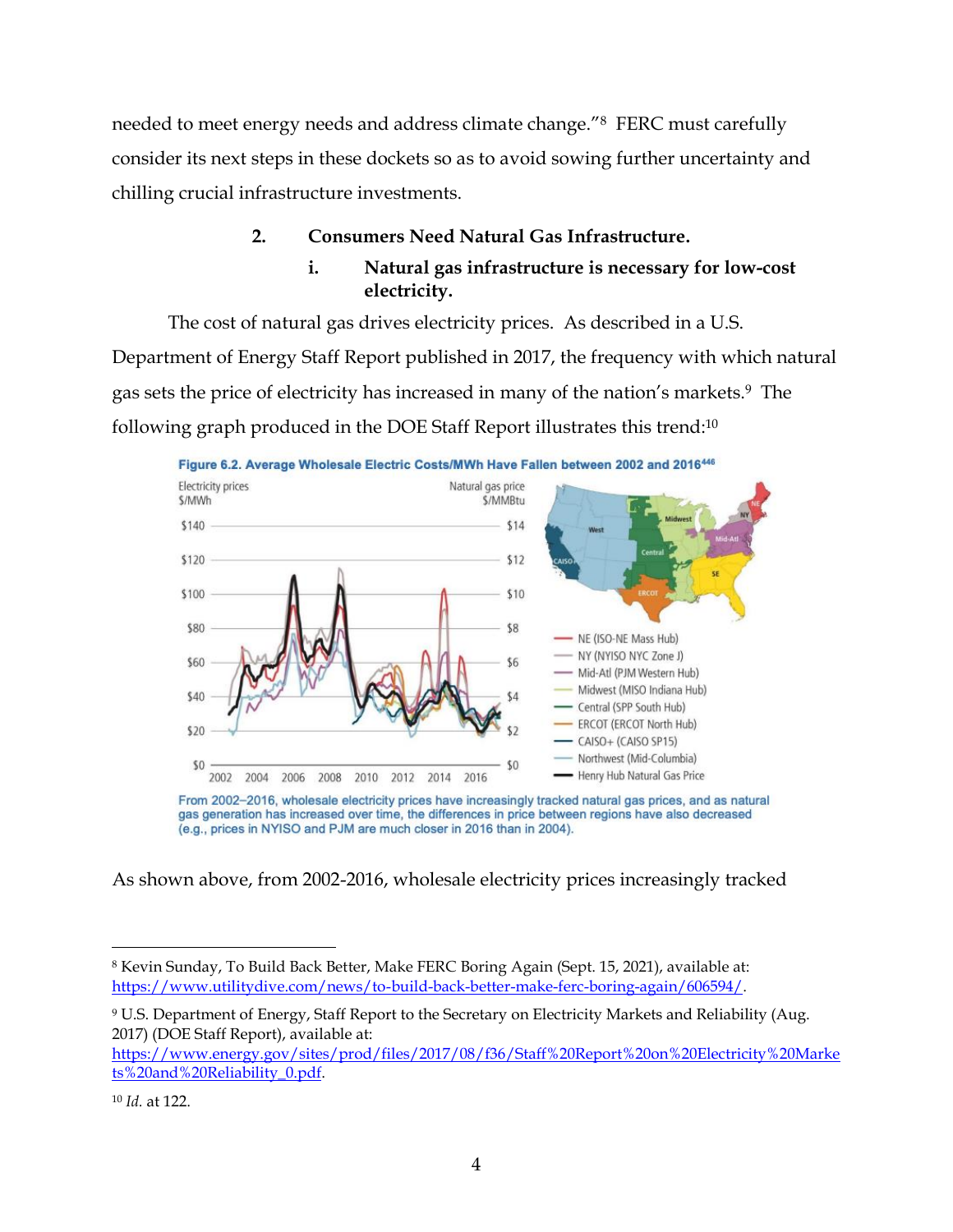needed to meet energy needs and address climate change."[8] FERC must carefully consider its next steps in these dockets so as to avoid sowing further uncertainty and chilling crucial infrastructure investments.

### 2. Consumers Need Natural Gas Infrastructure.

#### i. Natural gas infrastructure is necessary for low-cost electricity.

The cost of natural gas drives electricity prices. As described in a U.S. Department of Energy Staff Report published in 2017, the frequency with which natural gas sets the price of electricity has increased in many of the nation's markets.[9] The following graph produced in the DOE Staff Report illustrates this trend:[10]

Figure 6.2. Average Wholesale Electric Costs/MWh Have Fallen between 2002 and 2016[446]

From 2002–2016, wholesale electricity prices have increasingly tracked natural gas prices, and as natural gas generation has increased over time, the differences in price between regions have also decreased (e.g., prices in NYISO and PJM are much closer in 2016 than in 2004).

As shown above, from 2002-2016, wholesale electricity prices increasingly tracked

---

[8] Kevin Sunday, To Build Back Better, Make FERC Boring Again (Sept. 15, 2021), available at: https://www.utilitydive.com/news/to-build-back-better-make-ferc-boring-again/606594/.

[9] U.S. Department of Energy, Staff Report to the Secretary on Electricity Markets and Reliability (Aug. 2017) (DOE Staff Report), available at: https://www.energy.gov/sites/prod/files/2017/08/f36/Staff%20Report%20on%20Electricity%20Markets%20and%20Reliability_0.pdf.

[10] *Id.* at 122.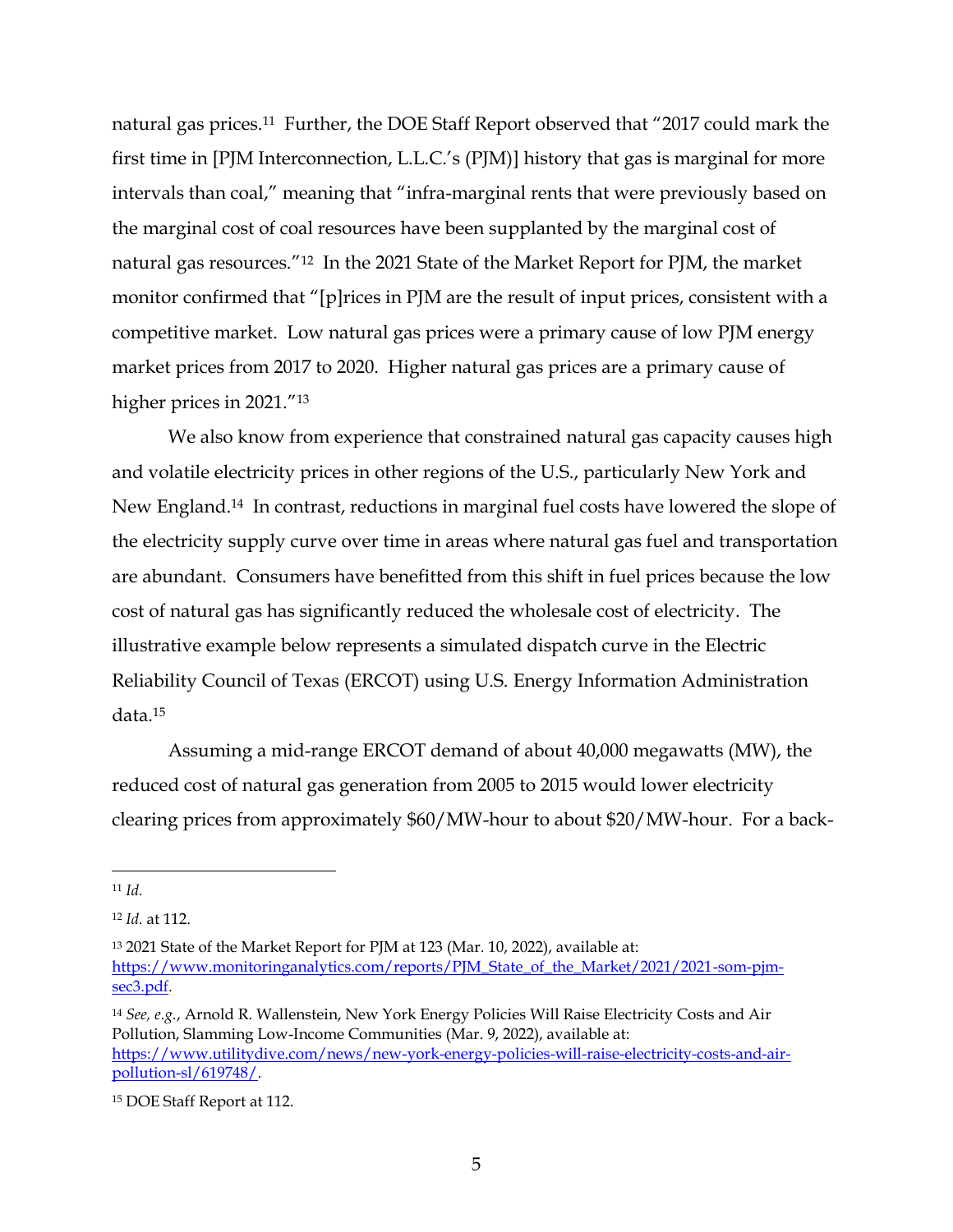natural gas prices.[11] Further, the DOE Staff Report observed that "2017 could mark the first time in [PJM Interconnection, L.L.C.'s (PJM)] history that gas is marginal for more intervals than coal," meaning that "infra-marginal rents that were previously based on the marginal cost of coal resources have been supplanted by the marginal cost of natural gas resources."[12] In the 2021 State of the Market Report for PJM, the market monitor confirmed that "[p]rices in PJM are the result of input prices, consistent with a competitive market. Low natural gas prices were a primary cause of low PJM energy market prices from 2017 to 2020. Higher natural gas prices are a primary cause of higher prices in 2021."[13]

We also know from experience that constrained natural gas capacity causes high and volatile electricity prices in other regions of the U.S., particularly New York and New England.[14] In contrast, reductions in marginal fuel costs have lowered the slope of the electricity supply curve over time in areas where natural gas fuel and transportation are abundant. Consumers have benefitted from this shift in fuel prices because the low cost of natural gas has significantly reduced the wholesale cost of electricity. The illustrative example below represents a simulated dispatch curve in the Electric Reliability Council of Texas (ERCOT) using U.S. Energy Information Administration data.[15]

Assuming a mid-range ERCOT demand of about 40,000 megawatts (MW), the reduced cost of natural gas generation from 2005 to 2015 would lower electricity clearing prices from approximately $60/MW-hour to about $20/MW-hour. For a back-

---

[11] *Id.*

[12] *Id.* at 112.

[13] 2021 State of the Market Report for PJM at 123 (Mar. 10, 2022), available at: https://www.monitoringanalytics.com/reports/PJM_State_of_the_Market/2021/2021-som-pjm-sec3.pdf.

[14] *See, e.g.*, Arnold R. Wallenstein, New York Energy Policies Will Raise Electricity Costs and Air Pollution, Slamming Low-Income Communities (Mar. 9, 2022), available at: https://www.utilitydive.com/news/new-york-energy-policies-will-raise-electricity-costs-and-air-pollution-sl/619748/.

[15] DOE Staff Report at 112.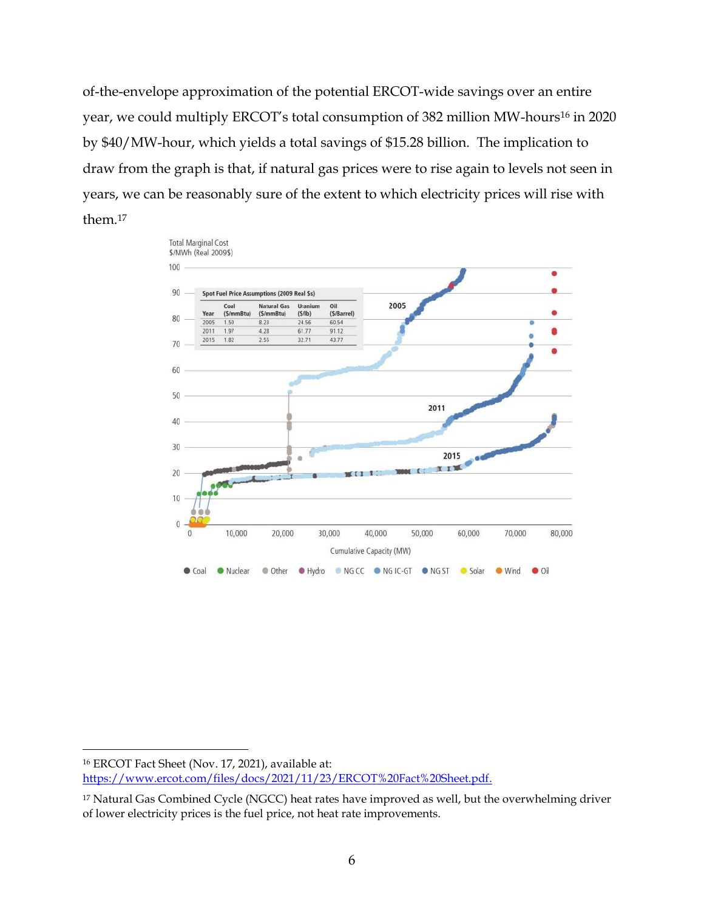of-the-envelope approximation of the potential ERCOT-wide savings over an entire year, we could multiply ERCOT's total consumption of 382 million MW-hours[16] in 2020 by $40/MW-hour, which yields a total savings of $15.28 billion. The implication to draw from the graph is that, if natural gas prices were to rise again to levels not seen in years, we can be reasonably sure of the extent to which electricity prices will rise with them.[17]

Total Marginal Cost
$/MWh (Real 2009$)

Spot Fuel Price Assumptions (2009 Real $s)

| Year | Coal ($/mmBtu) | Natural Gas ($/mmBtu) | Uranium ($/lb) | Oil ($/Barrel) |
|---|---|---|---|---|
| 2005 | 1.50 | 8.23 | 24.56 | 60.54 |
| 2011 | 1.97 | 4.28 | 61.77 | 91.12 |
| 2015 | 1.82 | 2.55 | 32.71 | 43.77 |

Cumulative Capacity (MW)

Coal, Nuclear, Other, Hydro, NG CC, NG IC-GT, NG ST, Solar, Wind, Oil

---

[16] ERCOT Fact Sheet (Nov. 17, 2021), available at: https://www.ercot.com/files/docs/2021/11/23/ERCOT%20Fact%20Sheet.pdf.

[17] Natural Gas Combined Cycle (NGCC) heat rates have improved as well, but the overwhelming driver of lower electricity prices is the fuel price, not heat rate improvements.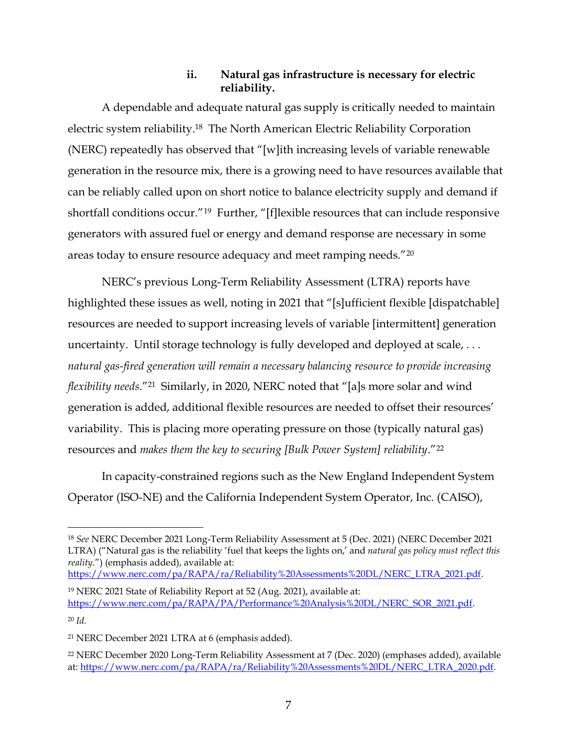#### ii. Natural gas infrastructure is necessary for electric reliability.

A dependable and adequate natural gas supply is critically needed to maintain electric system reliability.[18] The North American Electric Reliability Corporation (NERC) repeatedly has observed that "[w]ith increasing levels of variable renewable generation in the resource mix, there is a growing need to have resources available that can be reliably called upon on short notice to balance electricity supply and demand if shortfall conditions occur."[19] Further, "[f]lexible resources that can include responsive generators with assured fuel or energy and demand response are necessary in some areas today to ensure resource adequacy and meet ramping needs."[20]

NERC's previous Long-Term Reliability Assessment (LTRA) reports have highlighted these issues as well, noting in 2021 that "[s]ufficient flexible [dispatchable] resources are needed to support increasing levels of variable [intermittent] generation uncertainty. Until storage technology is fully developed and deployed at scale, . . . *natural gas-fired generation will remain a necessary balancing resource to provide increasing flexibility needs*."[21] Similarly, in 2020, NERC noted that "[a]s more solar and wind generation is added, additional flexible resources are needed to offset their resources' variability. This is placing more operating pressure on those (typically natural gas) resources and *makes them the key to securing [Bulk Power System] reliability*."[22]

In capacity-constrained regions such as the New England Independent System Operator (ISO-NE) and the California Independent System Operator, Inc. (CAISO),

---

[18] *See* NERC December 2021 Long-Term Reliability Assessment at 5 (Dec. 2021) (NERC December 2021 LTRA) ("Natural gas is the reliability 'fuel that keeps the lights on,' and *natural gas policy must reflect this reality*.") (emphasis added), available at: https://www.nerc.com/pa/RAPA/ra/Reliability%20Assessments%20DL/NERC_LTRA_2021.pdf.

[19] NERC 2021 State of Reliability Report at 52 (Aug. 2021), available at: https://www.nerc.com/pa/RAPA/PA/Performance%20Analysis%20DL/NERC_SOR_2021.pdf.

[20] *Id.*

[21] NERC December 2021 LTRA at 6 (emphasis added).

[22] NERC December 2020 Long-Term Reliability Assessment at 7 (Dec. 2020) (emphases added), available at: https://www.nerc.com/pa/RAPA/ra/Reliability%20Assessments%20DL/NERC_LTRA_2020.pdf.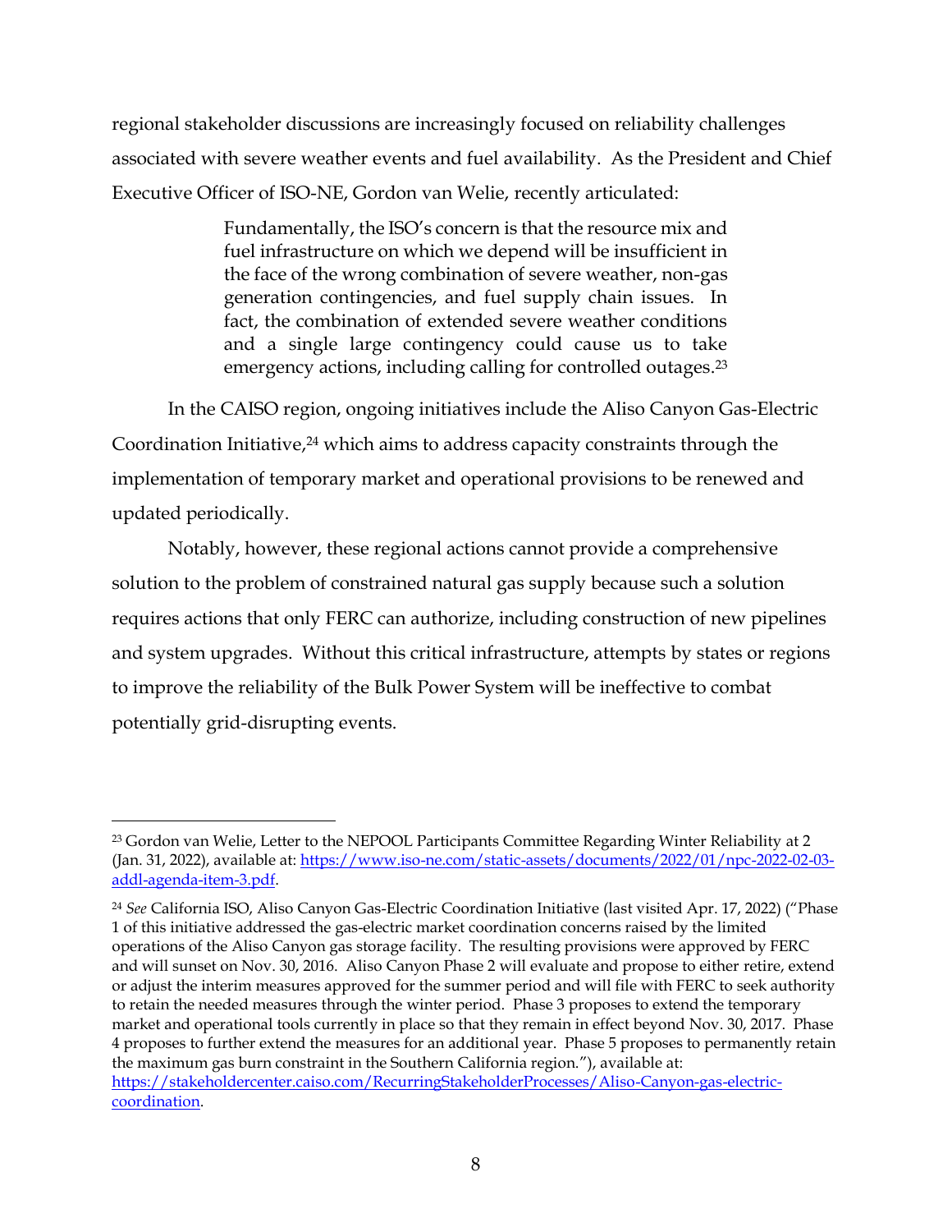regional stakeholder discussions are increasingly focused on reliability challenges associated with severe weather events and fuel availability. As the President and Chief Executive Officer of ISO-NE, Gordon van Welie, recently articulated:

> Fundamentally, the ISO's concern is that the resource mix and fuel infrastructure on which we depend will be insufficient in the face of the wrong combination of severe weather, non-gas generation contingencies, and fuel supply chain issues. In fact, the combination of extended severe weather conditions and a single large contingency could cause us to take emergency actions, including calling for controlled outages.[23]

In the CAISO region, ongoing initiatives include the Aliso Canyon Gas-Electric Coordination Initiative,[24] which aims to address capacity constraints through the implementation of temporary market and operational provisions to be renewed and updated periodically.

Notably, however, these regional actions cannot provide a comprehensive solution to the problem of constrained natural gas supply because such a solution requires actions that only FERC can authorize, including construction of new pipelines and system upgrades. Without this critical infrastructure, attempts by states or regions to improve the reliability of the Bulk Power System will be ineffective to combat potentially grid-disrupting events.

---

[23] Gordon van Welie, Letter to the NEPOOL Participants Committee Regarding Winter Reliability at 2 (Jan. 31, 2022), available at: https://www.iso-ne.com/static-assets/documents/2022/01/npc-2022-02-03-addl-agenda-item-3.pdf.

[24] *See* California ISO, Aliso Canyon Gas-Electric Coordination Initiative (last visited Apr. 17, 2022) ("Phase 1 of this initiative addressed the gas-electric market coordination concerns raised by the limited operations of the Aliso Canyon gas storage facility. The resulting provisions were approved by FERC and will sunset on Nov. 30, 2016. Aliso Canyon Phase 2 will evaluate and propose to either retire, extend or adjust the interim measures approved for the summer period and will file with FERC to seek authority to retain the needed measures through the winter period. Phase 3 proposes to extend the temporary market and operational tools currently in place so that they remain in effect beyond Nov. 30, 2017. Phase 4 proposes to further extend the measures for an additional year. Phase 5 proposes to permanently retain the maximum gas burn constraint in the Southern California region."), available at: https://stakeholdercenter.caiso.com/RecurringStakeholderProcesses/Aliso-Canyon-gas-electric-coordination.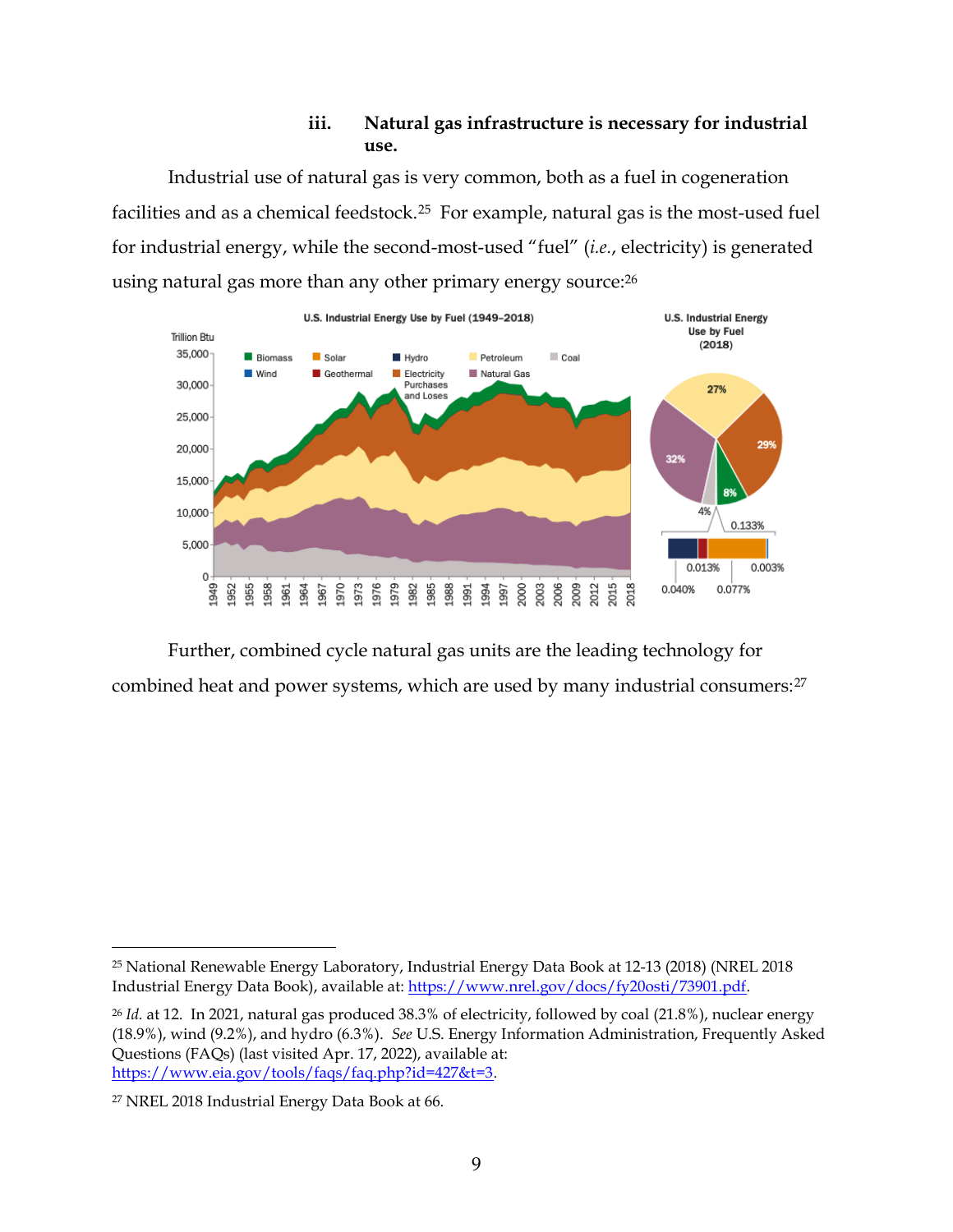### iii. Natural gas infrastructure is necessary for industrial use.

Industrial use of natural gas is very common, both as a fuel in cogeneration facilities and as a chemical feedstock.[25] For example, natural gas is the most-used fuel for industrial energy, while the second-most-used "fuel" (*i.e.*, electricity) is generated using natural gas more than any other primary energy source:[26]

Further, combined cycle natural gas units are the leading technology for combined heat and power systems, which are used by many industrial consumers:[27]

---

[25] National Renewable Energy Laboratory, Industrial Energy Data Book at 12-13 (2018) (NREL 2018 Industrial Energy Data Book), available at: https://www.nrel.gov/docs/fy20osti/73901.pdf.

[26] *Id.* at 12. In 2021, natural gas produced 38.3% of electricity, followed by coal (21.8%), nuclear energy (18.9%), wind (9.2%), and hydro (6.3%). *See* U.S. Energy Information Administration, Frequently Asked Questions (FAQs) (last visited Apr. 17, 2022), available at: https://www.eia.gov/tools/faqs/faq.php?id=427&t=3.

[27] NREL 2018 Industrial Energy Data Book at 66.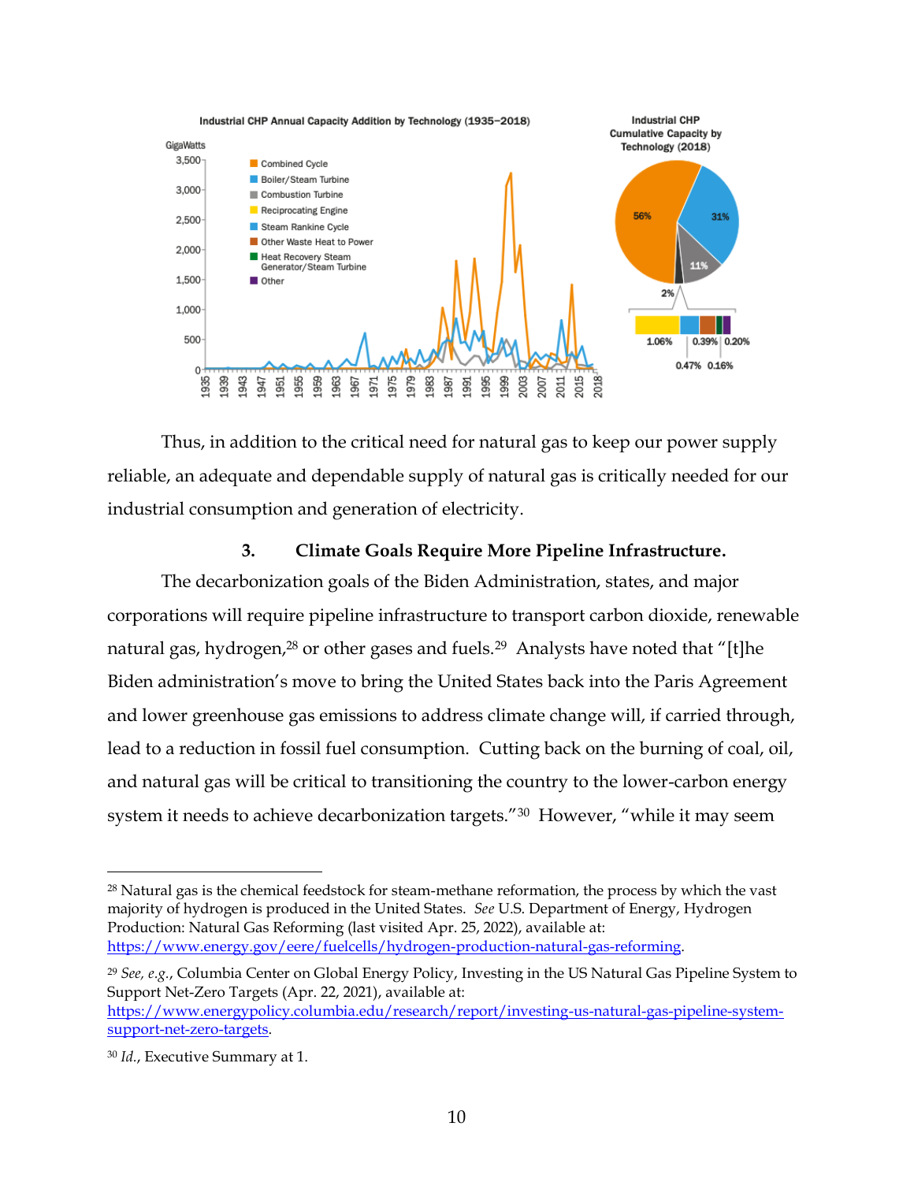Thus, in addition to the critical need for natural gas to keep our power supply reliable, an adequate and dependable supply of natural gas is critically needed for our industrial consumption and generation of electricity.

### 3. Climate Goals Require More Pipeline Infrastructure.

The decarbonization goals of the Biden Administration, states, and major corporations will require pipeline infrastructure to transport carbon dioxide, renewable natural gas, hydrogen,[28] or other gases and fuels.[29] Analysts have noted that "[t]he Biden administration's move to bring the United States back into the Paris Agreement and lower greenhouse gas emissions to address climate change will, if carried through, lead to a reduction in fossil fuel consumption. Cutting back on the burning of coal, oil, and natural gas will be critical to transitioning the country to the lower-carbon energy system it needs to achieve decarbonization targets."[30] However, "while it may seem

---

[28] Natural gas is the chemical feedstock for steam-methane reformation, the process by which the vast majority of hydrogen is produced in the United States. *See* U.S. Department of Energy, Hydrogen Production: Natural Gas Reforming (last visited Apr. 25, 2022), available at: https://www.energy.gov/eere/fuelcells/hydrogen-production-natural-gas-reforming.

[29] *See, e.g.*, Columbia Center on Global Energy Policy, Investing in the US Natural Gas Pipeline System to Support Net-Zero Targets (Apr. 22, 2021), available at: https://www.energypolicy.columbia.edu/research/report/investing-us-natural-gas-pipeline-system-support-net-zero-targets.

[30] *Id.*, Executive Summary at 1.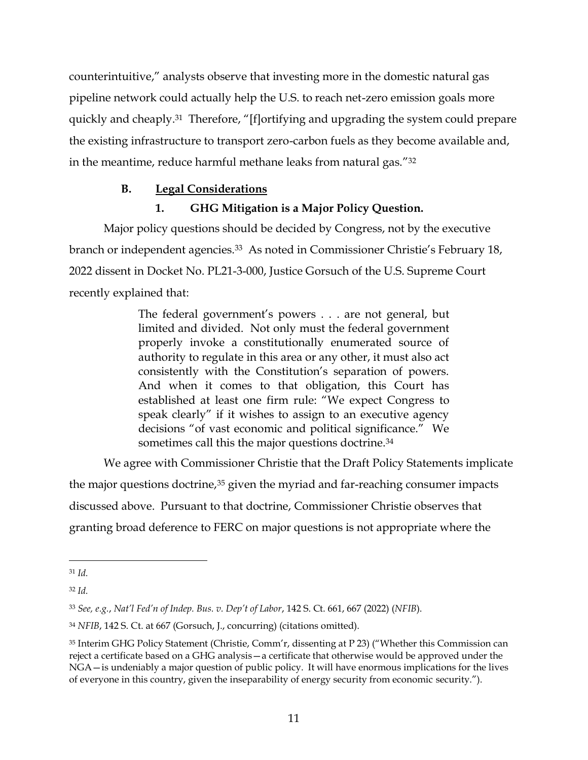counterintuitive," analysts observe that investing more in the domestic natural gas pipeline network could actually help the U.S. to reach net-zero emission goals more quickly and cheaply.[31] Therefore, "[f]ortifying and upgrading the system could prepare the existing infrastructure to transport zero-carbon fuels as they become available and, in the meantime, reduce harmful methane leaks from natural gas."[32]

### B. Legal Considerations

#### 1. GHG Mitigation is a Major Policy Question.

Major policy questions should be decided by Congress, not by the executive branch or independent agencies.[33] As noted in Commissioner Christie's February 18, 2022 dissent in Docket No. PL21-3-000, Justice Gorsuch of the U.S. Supreme Court recently explained that:

> The federal government's powers . . . are not general, but limited and divided. Not only must the federal government properly invoke a constitutionally enumerated source of authority to regulate in this area or any other, it must also act consistently with the Constitution's separation of powers. And when it comes to that obligation, this Court has established at least one firm rule: "We expect Congress to speak clearly" if it wishes to assign to an executive agency decisions "of vast economic and political significance." We sometimes call this the major questions doctrine.[34]

We agree with Commissioner Christie that the Draft Policy Statements implicate the major questions doctrine,[35] given the myriad and far-reaching consumer impacts discussed above. Pursuant to that doctrine, Commissioner Christie observes that granting broad deference to FERC on major questions is not appropriate where the

---

[31] *Id.*

[32] *Id.*

[33] *See, e.g.*, *Nat'l Fed'n of Indep. Bus. v. Dep't of Labor*, 142 S. Ct. 661, 667 (2022) (*NFIB*).

[34] *NFIB*, 142 S. Ct. at 667 (Gorsuch, J., concurring) (citations omitted).

[35] Interim GHG Policy Statement (Christie, Comm'r, dissenting at P 23) ("Whether this Commission can reject a certificate based on a GHG analysis—a certificate that otherwise would be approved under the NGA—is undeniably a major question of public policy. It will have enormous implications for the lives of everyone in this country, given the inseparability of energy security from economic security.").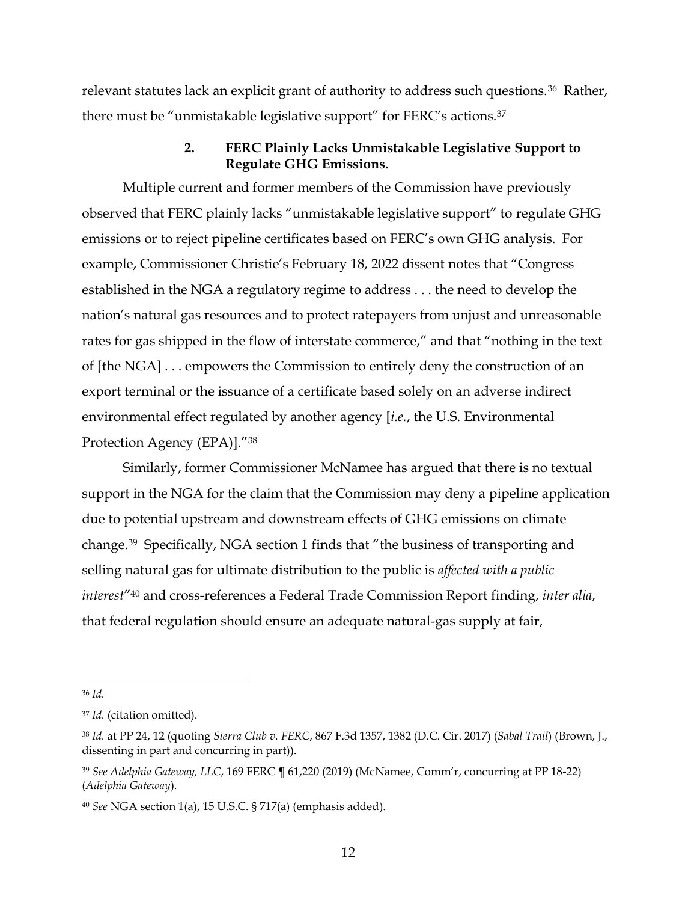relevant statutes lack an explicit grant of authority to address such questions.[36] Rather, there must be "unmistakable legislative support" for FERC's actions.[37]

### 2. FERC Plainly Lacks Unmistakable Legislative Support to Regulate GHG Emissions.

Multiple current and former members of the Commission have previously observed that FERC plainly lacks "unmistakable legislative support" to regulate GHG emissions or to reject pipeline certificates based on FERC's own GHG analysis. For example, Commissioner Christie's February 18, 2022 dissent notes that "Congress established in the NGA a regulatory regime to address . . . the need to develop the nation's natural gas resources and to protect ratepayers from unjust and unreasonable rates for gas shipped in the flow of interstate commerce," and that "nothing in the text of [the NGA] . . . empowers the Commission to entirely deny the construction of an export terminal or the issuance of a certificate based solely on an adverse indirect environmental effect regulated by another agency [*i.e.*, the U.S. Environmental Protection Agency (EPA)]."[38]

Similarly, former Commissioner McNamee has argued that there is no textual support in the NGA for the claim that the Commission may deny a pipeline application due to potential upstream and downstream effects of GHG emissions on climate change.[39] Specifically, NGA section 1 finds that "the business of transporting and selling natural gas for ultimate distribution to the public is *affected with a public interest*"[40] and cross-references a Federal Trade Commission Report finding, *inter alia*, that federal regulation should ensure an adequate natural-gas supply at fair,

---

[36] *Id.*

[37] *Id.* (citation omitted).

[38] *Id.* at PP 24, 12 (quoting *Sierra Club v. FERC*, 867 F.3d 1357, 1382 (D.C. Cir. 2017) (*Sabal Trail*) (Brown, J., dissenting in part and concurring in part)).

[39] *See Adelphia Gateway, LLC*, 169 FERC ¶ 61,220 (2019) (McNamee, Comm'r, concurring at PP 18-22) (*Adelphia Gateway*).

[40] *See* NGA section 1(a), 15 U.S.C. § 717(a) (emphasis added).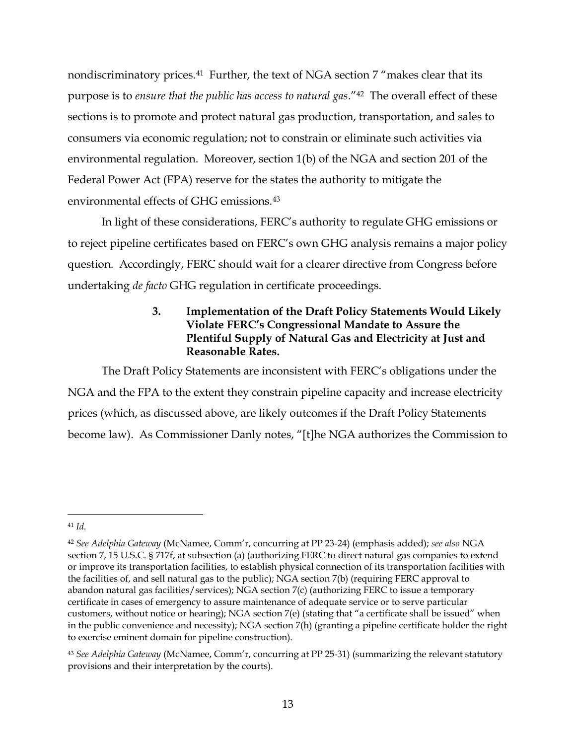nondiscriminatory prices.[41] Further, the text of NGA section 7 "makes clear that its purpose is to *ensure that the public has access to natural gas*."[42] The overall effect of these sections is to promote and protect natural gas production, transportation, and sales to consumers via economic regulation; not to constrain or eliminate such activities via environmental regulation. Moreover, section 1(b) of the NGA and section 201 of the Federal Power Act (FPA) reserve for the states the authority to mitigate the environmental effects of GHG emissions.[43]

In light of these considerations, FERC's authority to regulate GHG emissions or to reject pipeline certificates based on FERC's own GHG analysis remains a major policy question. Accordingly, FERC should wait for a clearer directive from Congress before undertaking *de facto* GHG regulation in certificate proceedings.

### 3. Implementation of the Draft Policy Statements Would Likely Violate FERC's Congressional Mandate to Assure the Plentiful Supply of Natural Gas and Electricity at Just and Reasonable Rates.

The Draft Policy Statements are inconsistent with FERC's obligations under the NGA and the FPA to the extent they constrain pipeline capacity and increase electricity prices (which, as discussed above, are likely outcomes if the Draft Policy Statements become law). As Commissioner Danly notes, "[t]he NGA authorizes the Commission to

---

[41] *Id.*

[42] *See Adelphia Gateway* (McNamee, Comm'r, concurring at PP 23-24) (emphasis added); *see also* NGA section 7, 15 U.S.C. § 717f, at subsection (a) (authorizing FERC to direct natural gas companies to extend or improve its transportation facilities, to establish physical connection of its transportation facilities with the facilities of, and sell natural gas to the public); NGA section 7(b) (requiring FERC approval to abandon natural gas facilities/services); NGA section 7(c) (authorizing FERC to issue a temporary certificate in cases of emergency to assure maintenance of adequate service or to serve particular customers, without notice or hearing); NGA section 7(e) (stating that "a certificate shall be issued" when in the public convenience and necessity); NGA section 7(h) (granting a pipeline certificate holder the right to exercise eminent domain for pipeline construction).

[43] *See Adelphia Gateway* (McNamee, Comm'r, concurring at PP 25-31) (summarizing the relevant statutory provisions and their interpretation by the courts).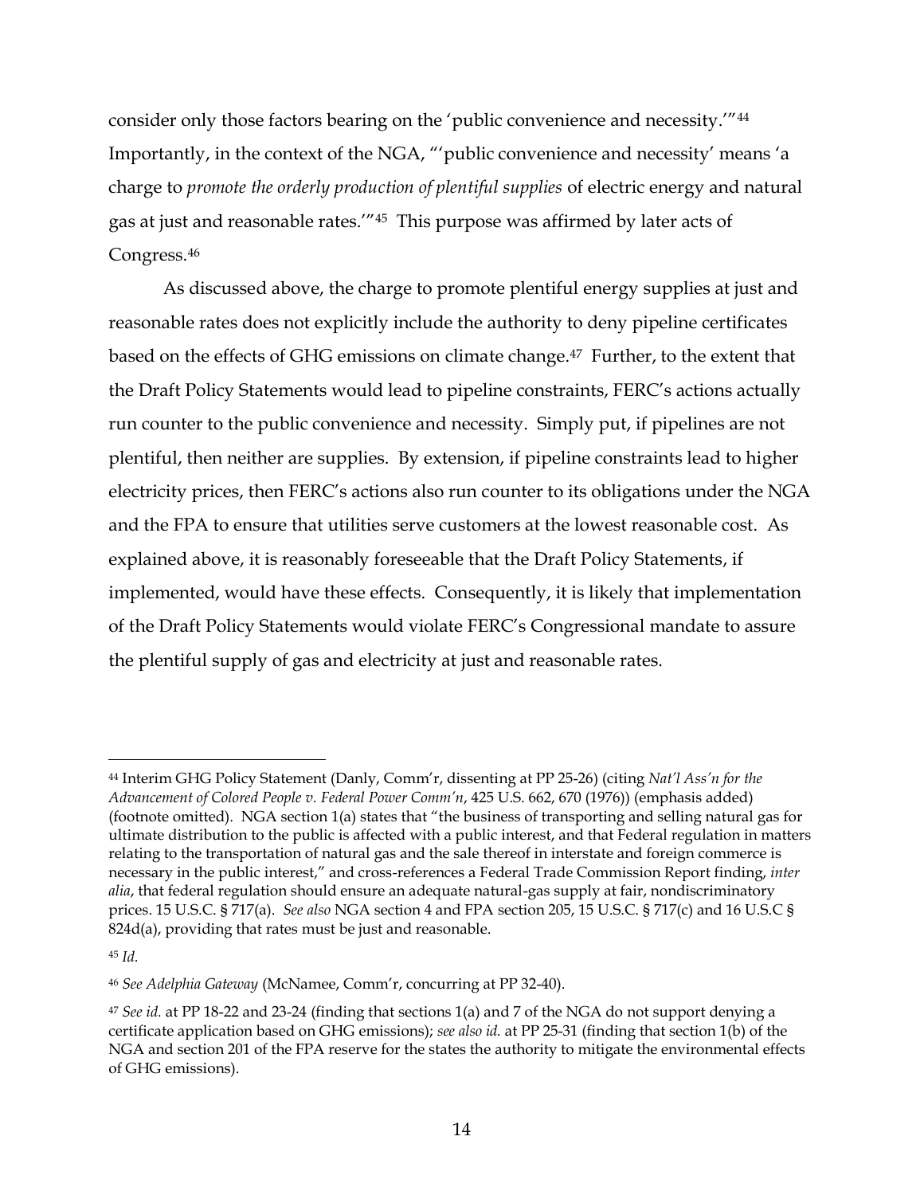consider only those factors bearing on the 'public convenience and necessity.'"[44] Importantly, in the context of the NGA, "'public convenience and necessity' means 'a charge to *promote the orderly production of plentiful supplies* of electric energy and natural gas at just and reasonable rates.'"[45] This purpose was affirmed by later acts of Congress.[46]

As discussed above, the charge to promote plentiful energy supplies at just and reasonable rates does not explicitly include the authority to deny pipeline certificates based on the effects of GHG emissions on climate change.[47] Further, to the extent that the Draft Policy Statements would lead to pipeline constraints, FERC's actions actually run counter to the public convenience and necessity. Simply put, if pipelines are not plentiful, then neither are supplies. By extension, if pipeline constraints lead to higher electricity prices, then FERC's actions also run counter to its obligations under the NGA and the FPA to ensure that utilities serve customers at the lowest reasonable cost. As explained above, it is reasonably foreseeable that the Draft Policy Statements, if implemented, would have these effects. Consequently, it is likely that implementation of the Draft Policy Statements would violate FERC's Congressional mandate to assure the plentiful supply of gas and electricity at just and reasonable rates.

---

[44] Interim GHG Policy Statement (Danly, Comm'r, dissenting at PP 25-26) (citing *Nat'l Ass'n for the Advancement of Colored People v. Federal Power Comm'n*, 425 U.S. 662, 670 (1976)) (emphasis added) (footnote omitted). NGA section 1(a) states that "the business of transporting and selling natural gas for ultimate distribution to the public is affected with a public interest, and that Federal regulation in matters relating to the transportation of natural gas and the sale thereof in interstate and foreign commerce is necessary in the public interest," and cross-references a Federal Trade Commission Report finding, *inter alia*, that federal regulation should ensure an adequate natural-gas supply at fair, nondiscriminatory prices. 15 U.S.C. § 717(a). *See also* NGA section 4 and FPA section 205, 15 U.S.C. § 717(c) and 16 U.S.C § 824d(a), providing that rates must be just and reasonable.

[45] *Id.*

[46] *See Adelphia Gateway* (McNamee, Comm'r, concurring at PP 32-40).

[47] *See id.* at PP 18-22 and 23-24 (finding that sections 1(a) and 7 of the NGA do not support denying a certificate application based on GHG emissions); *see also id.* at PP 25-31 (finding that section 1(b) of the NGA and section 201 of the FPA reserve for the states the authority to mitigate the environmental effects of GHG emissions).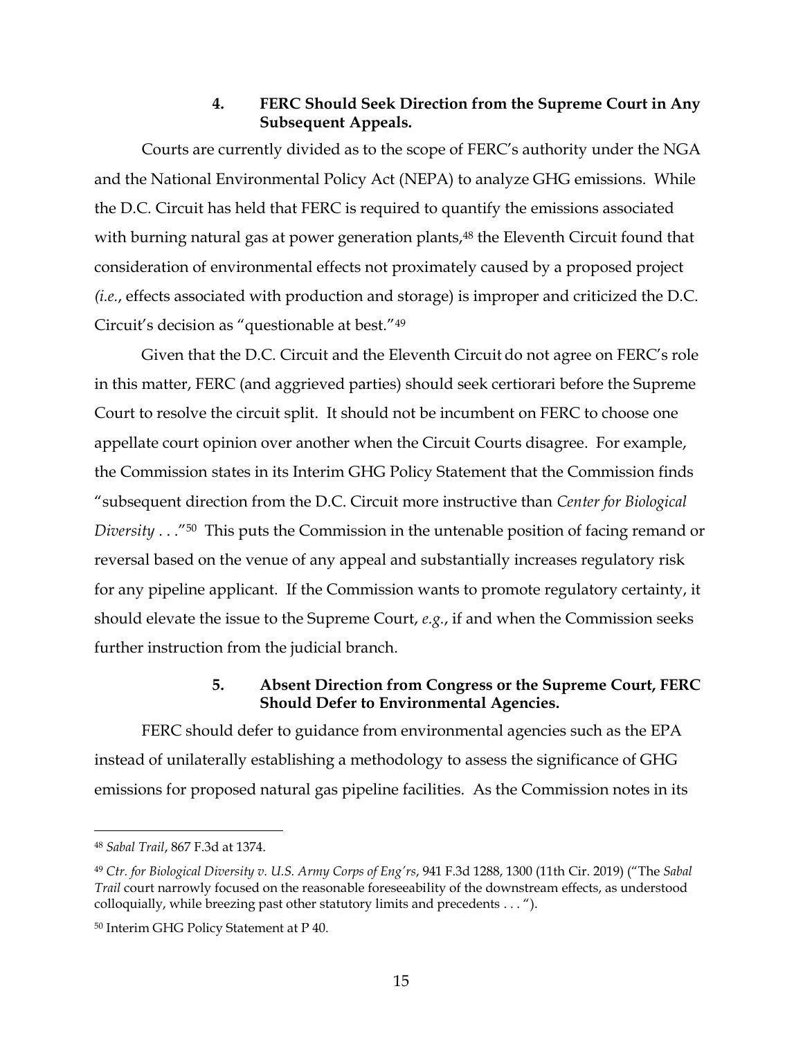#### 4. FERC Should Seek Direction from the Supreme Court in Any Subsequent Appeals.

Courts are currently divided as to the scope of FERC's authority under the NGA and the National Environmental Policy Act (NEPA) to analyze GHG emissions. While the D.C. Circuit has held that FERC is required to quantify the emissions associated with burning natural gas at power generation plants,[48] the Eleventh Circuit found that consideration of environmental effects not proximately caused by a proposed project (*i.e.*, effects associated with production and storage) is improper and criticized the D.C. Circuit's decision as "questionable at best."[49]

Given that the D.C. Circuit and the Eleventh Circuit do not agree on FERC's role in this matter, FERC (and aggrieved parties) should seek certiorari before the Supreme Court to resolve the circuit split. It should not be incumbent on FERC to choose one appellate court opinion over another when the Circuit Courts disagree. For example, the Commission states in its Interim GHG Policy Statement that the Commission finds "subsequent direction from the D.C. Circuit more instructive than *Center for Biological Diversity* . . ."[50] This puts the Commission in the untenable position of facing remand or reversal based on the venue of any appeal and substantially increases regulatory risk for any pipeline applicant. If the Commission wants to promote regulatory certainty, it should elevate the issue to the Supreme Court, *e.g.*, if and when the Commission seeks further instruction from the judicial branch.

#### 5. Absent Direction from Congress or the Supreme Court, FERC Should Defer to Environmental Agencies.

FERC should defer to guidance from environmental agencies such as the EPA instead of unilaterally establishing a methodology to assess the significance of GHG emissions for proposed natural gas pipeline facilities. As the Commission notes in its

---

[48] *Sabal Trail*, 867 F.3d at 1374.

[49] *Ctr. for Biological Diversity v. U.S. Army Corps of Eng'rs*, 941 F.3d 1288, 1300 (11th Cir. 2019) ("The *Sabal Trail* court narrowly focused on the reasonable foreseeability of the downstream effects, as understood colloquially, while breezing past other statutory limits and precedents . . . ").

[50] Interim GHG Policy Statement at P 40.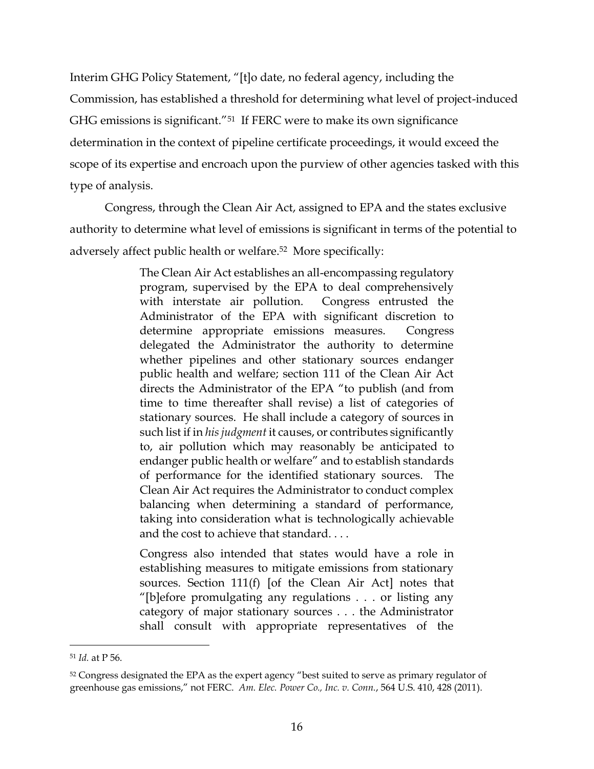Interim GHG Policy Statement, "[t]o date, no federal agency, including the Commission, has established a threshold for determining what level of project-induced GHG emissions is significant."[51] If FERC were to make its own significance determination in the context of pipeline certificate proceedings, it would exceed the scope of its expertise and encroach upon the purview of other agencies tasked with this type of analysis.

Congress, through the Clean Air Act, assigned to EPA and the states exclusive authority to determine what level of emissions is significant in terms of the potential to adversely affect public health or welfare.[52] More specifically:

> The Clean Air Act establishes an all-encompassing regulatory program, supervised by the EPA to deal comprehensively with interstate air pollution. Congress entrusted the Administrator of the EPA with significant discretion to determine appropriate emissions measures. Congress delegated the Administrator the authority to determine whether pipelines and other stationary sources endanger public health and welfare; section 111 of the Clean Air Act directs the Administrator of the EPA "to publish (and from time to time thereafter shall revise) a list of categories of stationary sources. He shall include a category of sources in such list if in *his judgment* it causes, or contributes significantly to, air pollution which may reasonably be anticipated to endanger public health or welfare" and to establish standards of performance for the identified stationary sources. The Clean Air Act requires the Administrator to conduct complex balancing when determining a standard of performance, taking into consideration what is technologically achievable and the cost to achieve that standard. . . .
>
> Congress also intended that states would have a role in establishing measures to mitigate emissions from stationary sources. Section 111(f) [of the Clean Air Act] notes that "[b]efore promulgating any regulations . . . or listing any category of major stationary sources . . . the Administrator shall consult with appropriate representatives of the

---

[51] *Id.* at P 56.

[52] Congress designated the EPA as the expert agency "best suited to serve as primary regulator of greenhouse gas emissions," not FERC. *Am. Elec. Power Co., Inc. v. Conn.*, 564 U.S. 410, 428 (2011).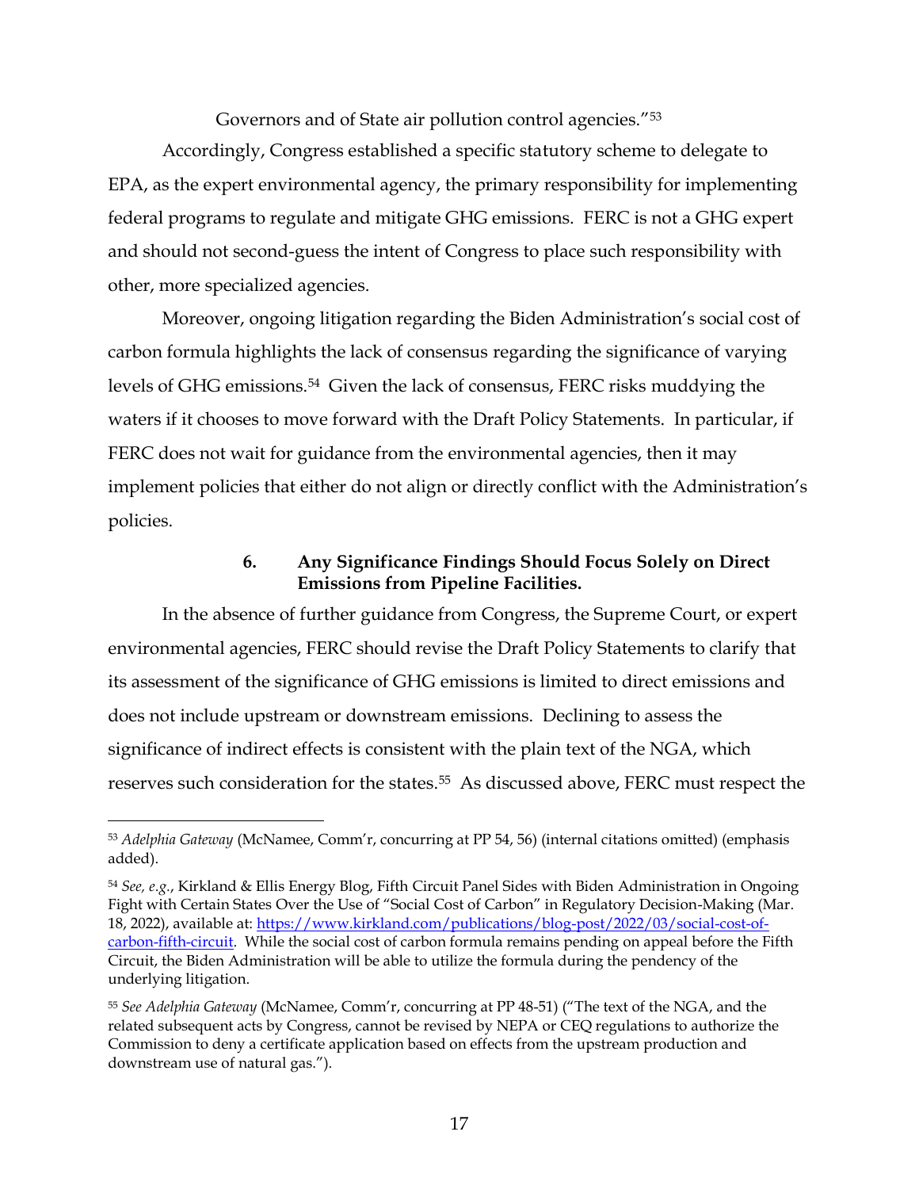Governors and of State air pollution control agencies."[53]

Accordingly, Congress established a specific statutory scheme to delegate to EPA, as the expert environmental agency, the primary responsibility for implementing federal programs to regulate and mitigate GHG emissions. FERC is not a GHG expert and should not second-guess the intent of Congress to place such responsibility with other, more specialized agencies.

Moreover, ongoing litigation regarding the Biden Administration's social cost of carbon formula highlights the lack of consensus regarding the significance of varying levels of GHG emissions.[54] Given the lack of consensus, FERC risks muddying the waters if it chooses to move forward with the Draft Policy Statements. In particular, if FERC does not wait for guidance from the environmental agencies, then it may implement policies that either do not align or directly conflict with the Administration's policies.

### 6. Any Significance Findings Should Focus Solely on Direct Emissions from Pipeline Facilities.

In the absence of further guidance from Congress, the Supreme Court, or expert environmental agencies, FERC should revise the Draft Policy Statements to clarify that its assessment of the significance of GHG emissions is limited to direct emissions and does not include upstream or downstream emissions. Declining to assess the significance of indirect effects is consistent with the plain text of the NGA, which reserves such consideration for the states.[55] As discussed above, FERC must respect the

---

[53] *Adelphia Gateway* (McNamee, Comm'r, concurring at PP 54, 56) (internal citations omitted) (emphasis added).

[54] *See, e.g.*, Kirkland & Ellis Energy Blog, Fifth Circuit Panel Sides with Biden Administration in Ongoing Fight with Certain States Over the Use of "Social Cost of Carbon" in Regulatory Decision-Making (Mar. 18, 2022), available at: https://www.kirkland.com/publications/blog-post/2022/03/social-cost-of-carbon-fifth-circuit. While the social cost of carbon formula remains pending on appeal before the Fifth Circuit, the Biden Administration will be able to utilize the formula during the pendency of the underlying litigation.

[55] *See Adelphia Gateway* (McNamee, Comm'r, concurring at PP 48-51) ("The text of the NGA, and the related subsequent acts by Congress, cannot be revised by NEPA or CEQ regulations to authorize the Commission to deny a certificate application based on effects from the upstream production and downstream use of natural gas.").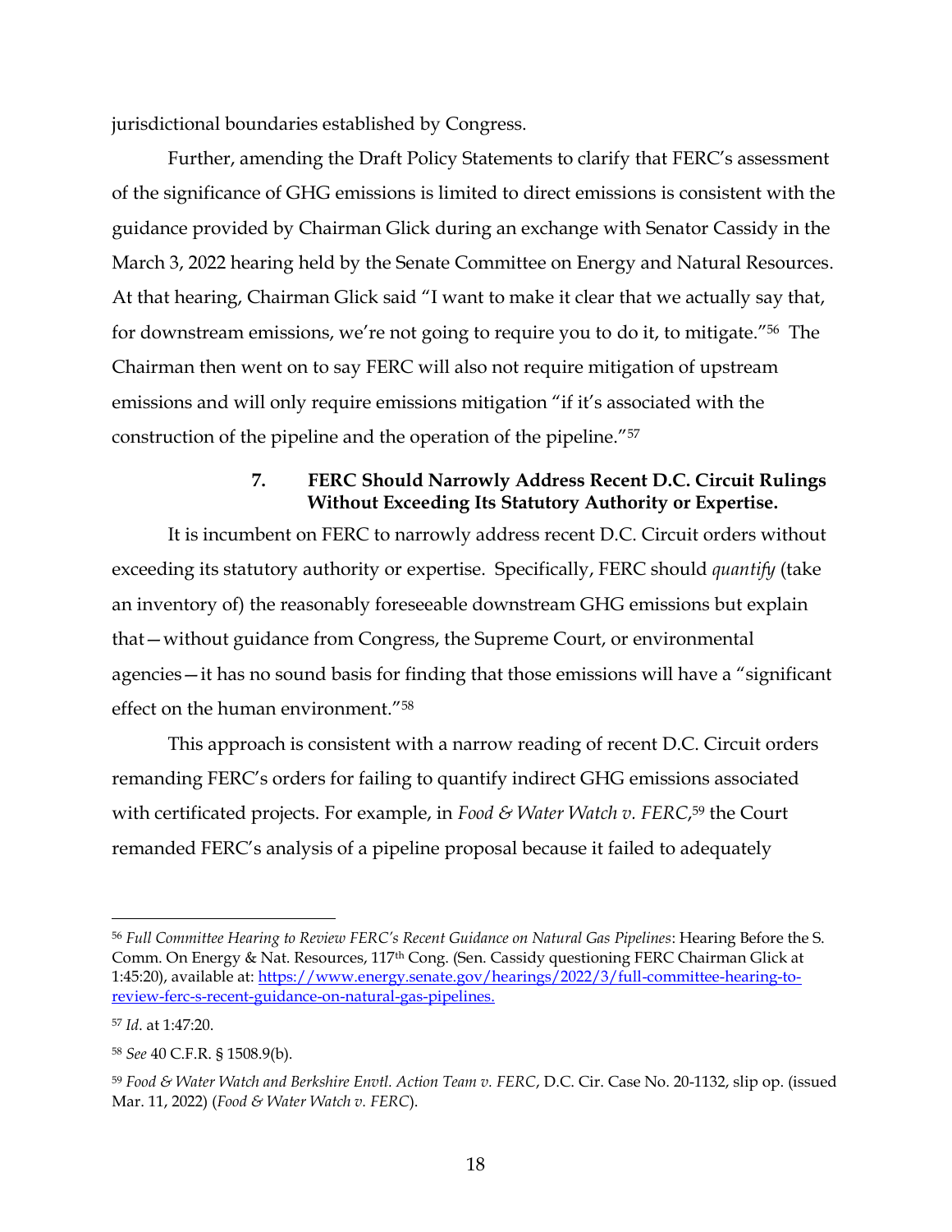jurisdictional boundaries established by Congress.

Further, amending the Draft Policy Statements to clarify that FERC's assessment of the significance of GHG emissions is limited to direct emissions is consistent with the guidance provided by Chairman Glick during an exchange with Senator Cassidy in the March 3, 2022 hearing held by the Senate Committee on Energy and Natural Resources. At that hearing, Chairman Glick said "I want to make it clear that we actually say that, for downstream emissions, we're not going to require you to do it, to mitigate."[56] The Chairman then went on to say FERC will also not require mitigation of upstream emissions and will only require emissions mitigation "if it's associated with the construction of the pipeline and the operation of the pipeline."[57]

### 7. FERC Should Narrowly Address Recent D.C. Circuit Rulings Without Exceeding Its Statutory Authority or Expertise.

It is incumbent on FERC to narrowly address recent D.C. Circuit orders without exceeding its statutory authority or expertise. Specifically, FERC should *quantify* (take an inventory of) the reasonably foreseeable downstream GHG emissions but explain that—without guidance from Congress, the Supreme Court, or environmental agencies—it has no sound basis for finding that those emissions will have a "significant effect on the human environment."[58]

This approach is consistent with a narrow reading of recent D.C. Circuit orders remanding FERC's orders for failing to quantify indirect GHG emissions associated with certificated projects. For example, in *Food & Water Watch v. FERC*,[59] the Court remanded FERC's analysis of a pipeline proposal because it failed to adequately

---

[56] *Full Committee Hearing to Review FERC's Recent Guidance on Natural Gas Pipelines*: Hearing Before the S. Comm. On Energy & Nat. Resources, 117th Cong. (Sen. Cassidy questioning FERC Chairman Glick at 1:45:20), available at: https://www.energy.senate.gov/hearings/2022/3/full-committee-hearing-to-review-ferc-s-recent-guidance-on-natural-gas-pipelines.

[57] *Id.* at 1:47:20.

[58] *See* 40 C.F.R. § 1508.9(b).

[59] *Food & Water Watch and Berkshire Envtl. Action Team v. FERC*, D.C. Cir. Case No. 20-1132, slip op. (issued Mar. 11, 2022) (*Food & Water Watch v. FERC*).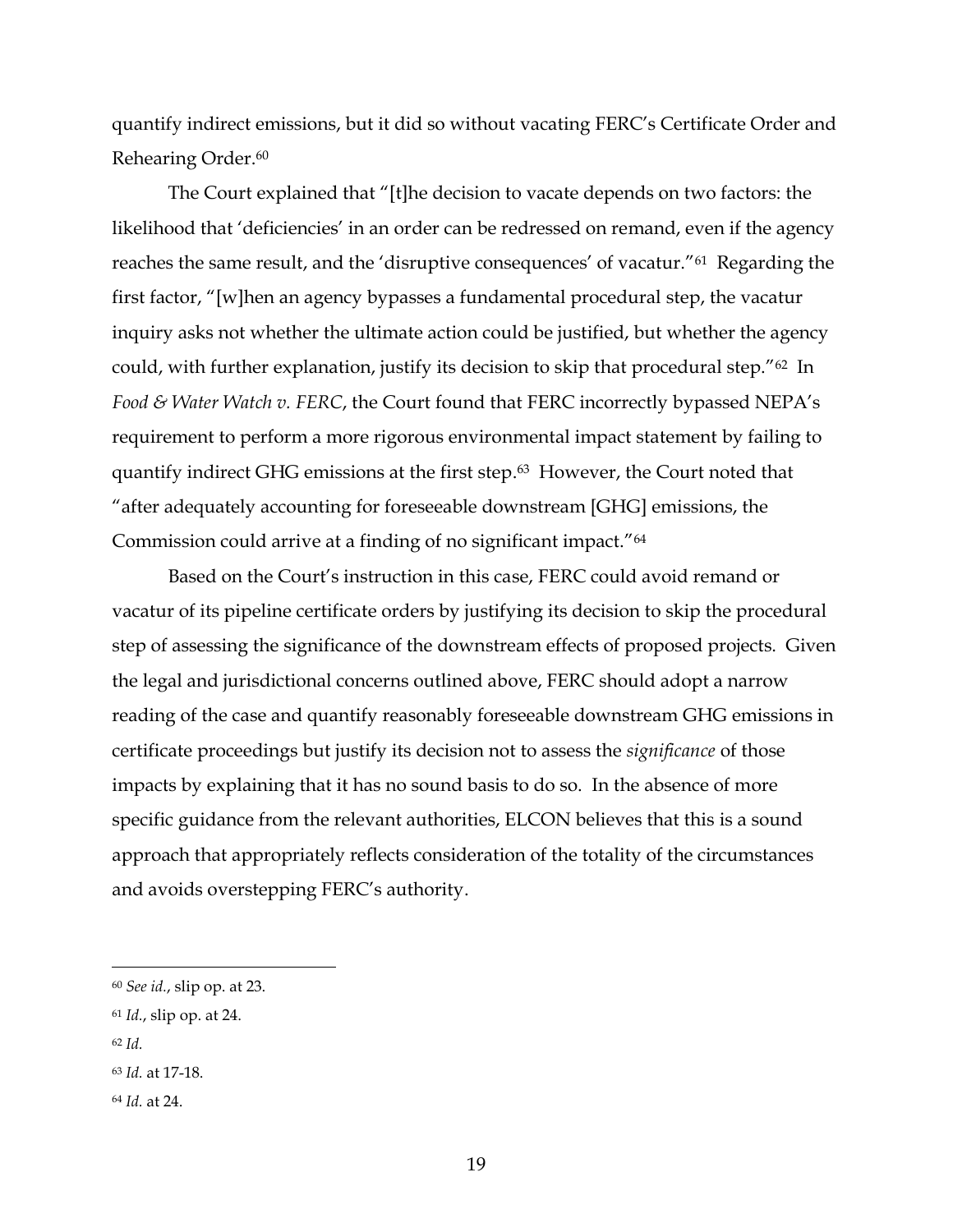quantify indirect emissions, but it did so without vacating FERC's Certificate Order and Rehearing Order.[60]

The Court explained that "[t]he decision to vacate depends on two factors: the likelihood that 'deficiencies' in an order can be redressed on remand, even if the agency reaches the same result, and the 'disruptive consequences' of vacatur."[61] Regarding the first factor, "[w]hen an agency bypasses a fundamental procedural step, the vacatur inquiry asks not whether the ultimate action could be justified, but whether the agency could, with further explanation, justify its decision to skip that procedural step."[62] In *Food & Water Watch v. FERC*, the Court found that FERC incorrectly bypassed NEPA's requirement to perform a more rigorous environmental impact statement by failing to quantify indirect GHG emissions at the first step.[63] However, the Court noted that "after adequately accounting for foreseeable downstream [GHG] emissions, the Commission could arrive at a finding of no significant impact."[64]

Based on the Court's instruction in this case, FERC could avoid remand or vacatur of its pipeline certificate orders by justifying its decision to skip the procedural step of assessing the significance of the downstream effects of proposed projects. Given the legal and jurisdictional concerns outlined above, FERC should adopt a narrow reading of the case and quantify reasonably foreseeable downstream GHG emissions in certificate proceedings but justify its decision not to assess the *significance* of those impacts by explaining that it has no sound basis to do so. In the absence of more specific guidance from the relevant authorities, ELCON believes that this is a sound approach that appropriately reflects consideration of the totality of the circumstances and avoids overstepping FERC's authority.

---

[60] *See id.*, slip op. at 23.

[61] *Id.*, slip op. at 24.

[62] *Id.*

[63] *Id.* at 17-18.

[64] *Id.* at 24.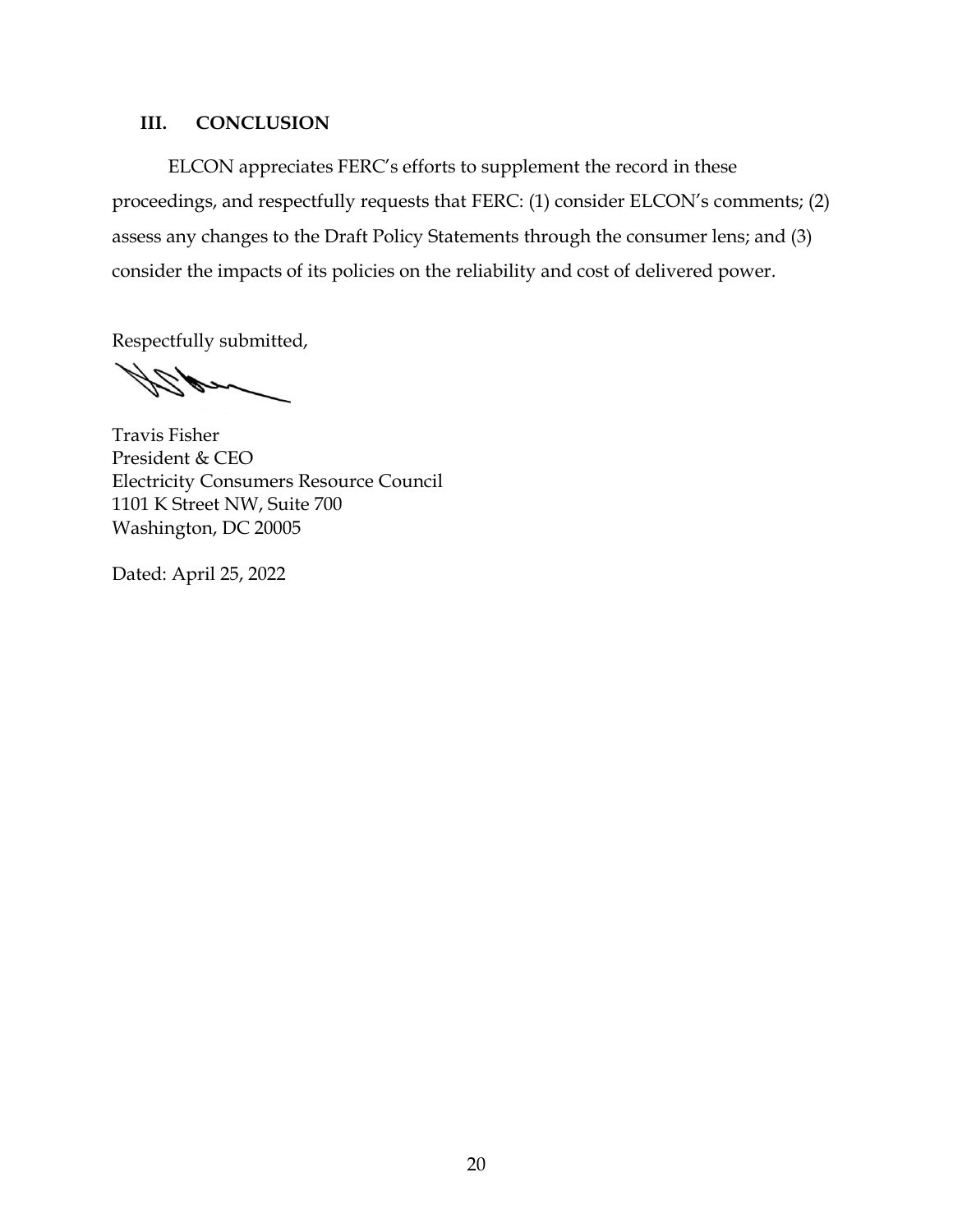## III. CONCLUSION

ELCON appreciates FERC's efforts to supplement the record in these proceedings, and respectfully requests that FERC: (1) consider ELCON's comments; (2) assess any changes to the Draft Policy Statements through the consumer lens; and (3) consider the impacts of its policies on the reliability and cost of delivered power.

Respectfully submitted,

Travis Fisher
President & CEO
Electricity Consumers Resource Council
1101 K Street NW, Suite 700
Washington, DC 20005

Dated: April 25, 2022